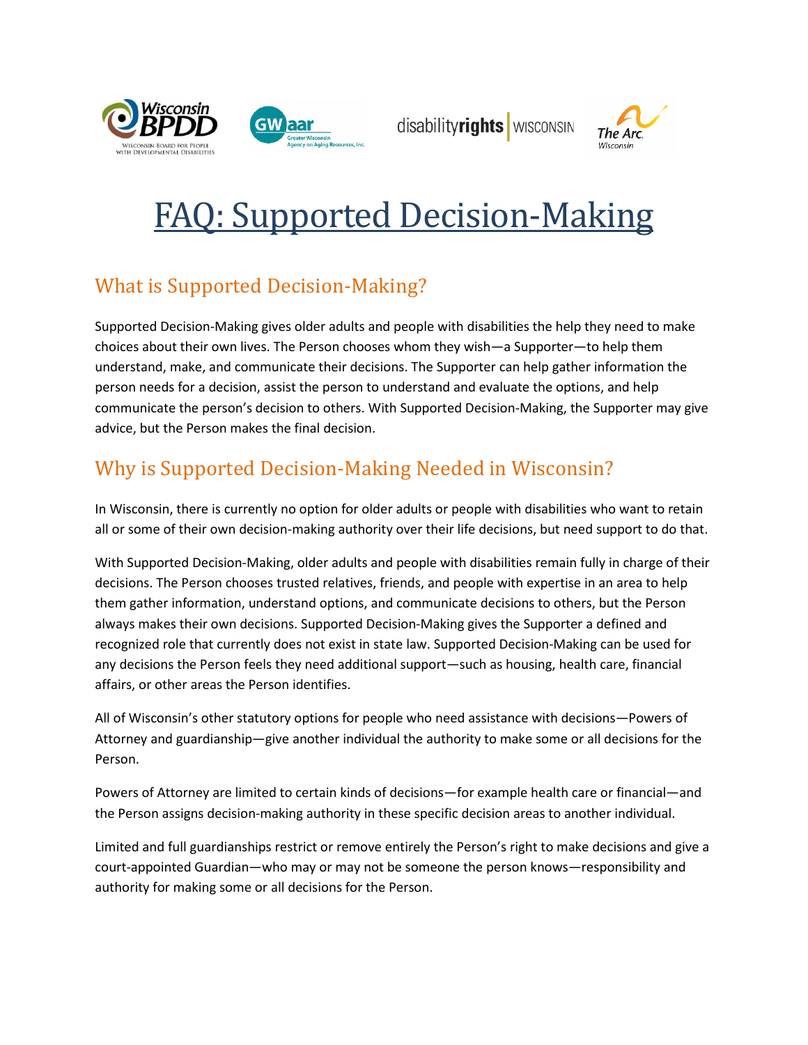# FAQ: Supported Decision-Making

## What is Supported Decision-Making?

Supported Decision-Making gives older adults and people with disabilities the help they need to make choices about their own lives. The Person chooses whom they wish—a Supporter—to help them understand, make, and communicate their decisions. The Supporter can help gather information the person needs for a decision, assist the person to understand and evaluate the options, and help communicate the person's decision to others. With Supported Decision-Making, the Supporter may give advice, but the Person makes the final decision.

## Why is Supported Decision-Making Needed in Wisconsin?

In Wisconsin, there is currently no option for older adults or people with disabilities who want to retain all or some of their own decision-making authority over their life decisions, but need support to do that.

With Supported Decision-Making, older adults and people with disabilities remain fully in charge of their decisions. The Person chooses trusted relatives, friends, and people with expertise in an area to help them gather information, understand options, and communicate decisions to others, but the Person always makes their own decisions. Supported Decision-Making gives the Supporter a defined and recognized role that currently does not exist in state law. Supported Decision-Making can be used for any decisions the Person feels they need additional support—such as housing, health care, financial affairs, or other areas the Person identifies.

All of Wisconsin's other statutory options for people who need assistance with decisions—Powers of Attorney and guardianship—give another individual the authority to make some or all decisions for the Person.

Powers of Attorney are limited to certain kinds of decisions—for example health care or financial—and the Person assigns decision-making authority in these specific decision areas to another individual.

Limited and full guardianships restrict or remove entirely the Person's right to make decisions and give a court-appointed Guardian—who may or may not be someone the person knows—responsibility and authority for making some or all decisions for the Person.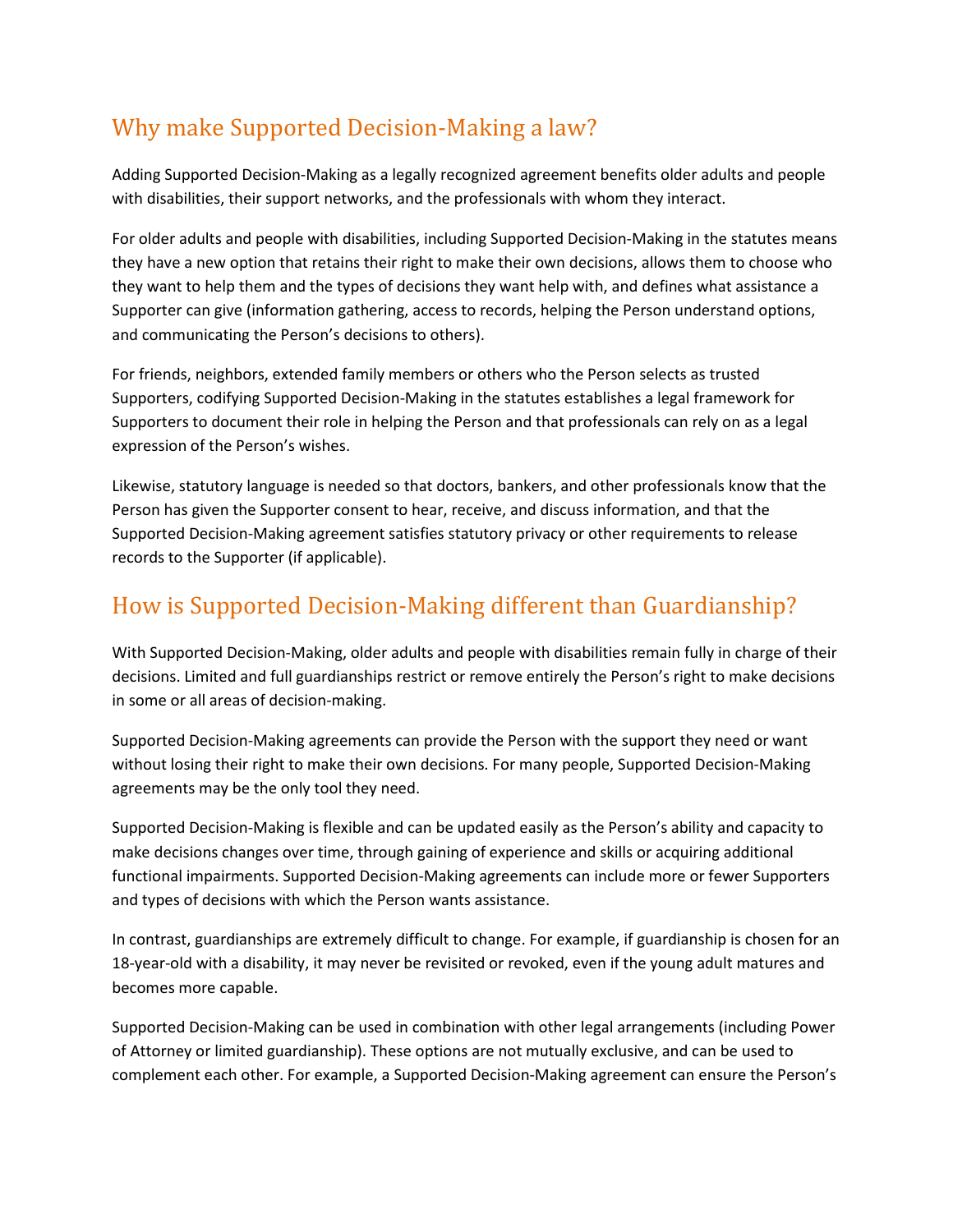## Why make Supported Decision-Making a law?

Adding Supported Decision-Making as a legally recognized agreement benefits older adults and people with disabilities, their support networks, and the professionals with whom they interact.

For older adults and people with disabilities, including Supported Decision-Making in the statutes means they have a new option that retains their right to make their own decisions, allows them to choose who they want to help them and the types of decisions they want help with, and defines what assistance a Supporter can give (information gathering, access to records, helping the Person understand options, and communicating the Person's decisions to others).

For friends, neighbors, extended family members or others who the Person selects as trusted Supporters, codifying Supported Decision-Making in the statutes establishes a legal framework for Supporters to document their role in helping the Person and that professionals can rely on as a legal expression of the Person's wishes.

Likewise, statutory language is needed so that doctors, bankers, and other professionals know that the Person has given the Supporter consent to hear, receive, and discuss information, and that the Supported Decision-Making agreement satisfies statutory privacy or other requirements to release records to the Supporter (if applicable).

## How is Supported Decision-Making different than Guardianship?

With Supported Decision-Making, older adults and people with disabilities remain fully in charge of their decisions. Limited and full guardianships restrict or remove entirely the Person's right to make decisions in some or all areas of decision-making.

Supported Decision-Making agreements can provide the Person with the support they need or want without losing their right to make their own decisions. For many people, Supported Decision-Making agreements may be the only tool they need.

Supported Decision-Making is flexible and can be updated easily as the Person's ability and capacity to make decisions changes over time, through gaining of experience and skills or acquiring additional functional impairments. Supported Decision-Making agreements can include more or fewer Supporters and types of decisions with which the Person wants assistance.

In contrast, guardianships are extremely difficult to change. For example, if guardianship is chosen for an 18-year-old with a disability, it may never be revisited or revoked, even if the young adult matures and becomes more capable.

Supported Decision-Making can be used in combination with other legal arrangements (including Power of Attorney or limited guardianship). These options are not mutually exclusive, and can be used to complement each other. For example, a Supported Decision-Making agreement can ensure the Person's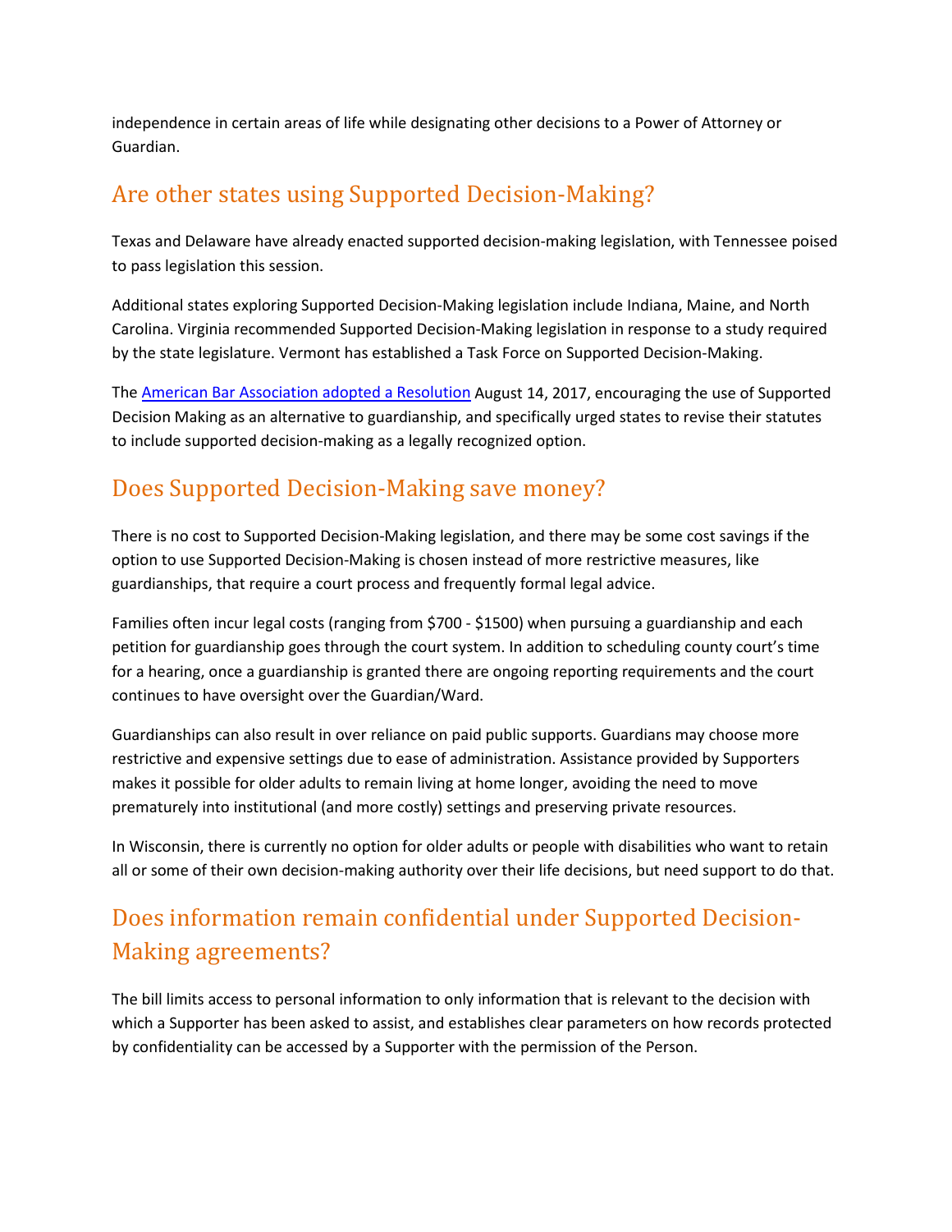independence in certain areas of life while designating other decisions to a Power of Attorney or Guardian.

## Are other states using Supported Decision-Making?

Texas and Delaware have already enacted supported decision-making legislation, with Tennessee poised to pass legislation this session.

Additional states exploring Supported Decision-Making legislation include Indiana, Maine, and North Carolina. Virginia recommended Supported Decision-Making legislation in response to a study required by the state legislature. Vermont has established a Task Force on Supported Decision-Making.

The American Bar Association adopted a Resolution August 14, 2017, encouraging the use of Supported Decision Making as an alternative to guardianship, and specifically urged states to revise their statutes to include supported decision-making as a legally recognized option.

## Does Supported Decision-Making save money?

There is no cost to Supported Decision-Making legislation, and there may be some cost savings if the option to use Supported Decision-Making is chosen instead of more restrictive measures, like guardianships, that require a court process and frequently formal legal advice.

Families often incur legal costs (ranging from $700 - $1500) when pursuing a guardianship and each petition for guardianship goes through the court system. In addition to scheduling county court's time for a hearing, once a guardianship is granted there are ongoing reporting requirements and the court continues to have oversight over the Guardian/Ward.

Guardianships can also result in over reliance on paid public supports. Guardians may choose more restrictive and expensive settings due to ease of administration. Assistance provided by Supporters makes it possible for older adults to remain living at home longer, avoiding the need to move prematurely into institutional (and more costly) settings and preserving private resources.

In Wisconsin, there is currently no option for older adults or people with disabilities who want to retain all or some of their own decision-making authority over their life decisions, but need support to do that.

## Does information remain confidential under Supported Decision-Making agreements?

The bill limits access to personal information to only information that is relevant to the decision with which a Supporter has been asked to assist, and establishes clear parameters on how records protected by confidentiality can be accessed by a Supporter with the permission of the Person.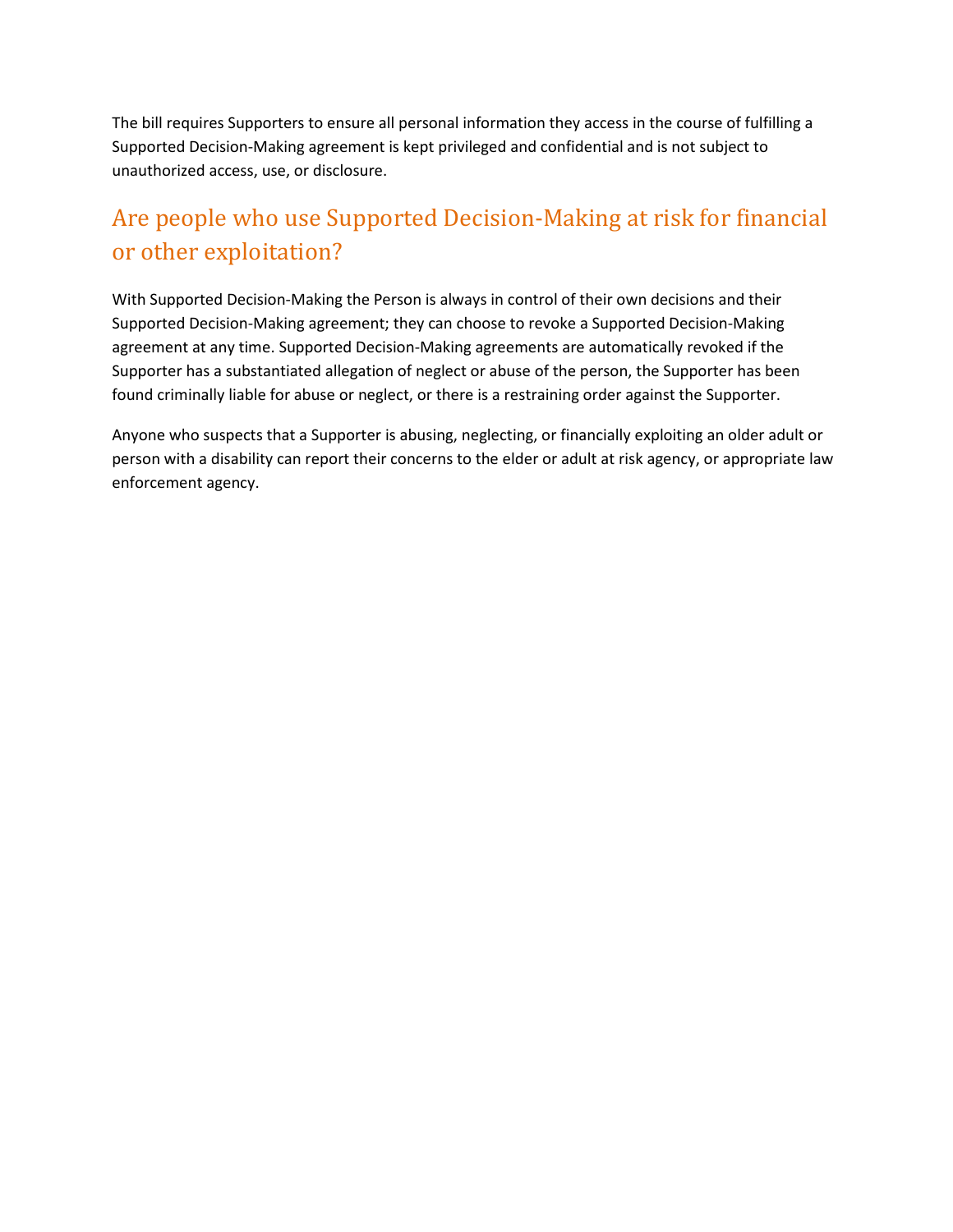The bill requires Supporters to ensure all personal information they access in the course of fulfilling a Supported Decision-Making agreement is kept privileged and confidential and is not subject to unauthorized access, use, or disclosure.

## Are people who use Supported Decision-Making at risk for financial or other exploitation?

With Supported Decision-Making the Person is always in control of their own decisions and their Supported Decision-Making agreement; they can choose to revoke a Supported Decision-Making agreement at any time. Supported Decision-Making agreements are automatically revoked if the Supporter has a substantiated allegation of neglect or abuse of the person, the Supporter has been found criminally liable for abuse or neglect, or there is a restraining order against the Supporter.

Anyone who suspects that a Supporter is abusing, neglecting, or financially exploiting an older adult or person with a disability can report their concerns to the elder or adult at risk agency, or appropriate law enforcement agency.